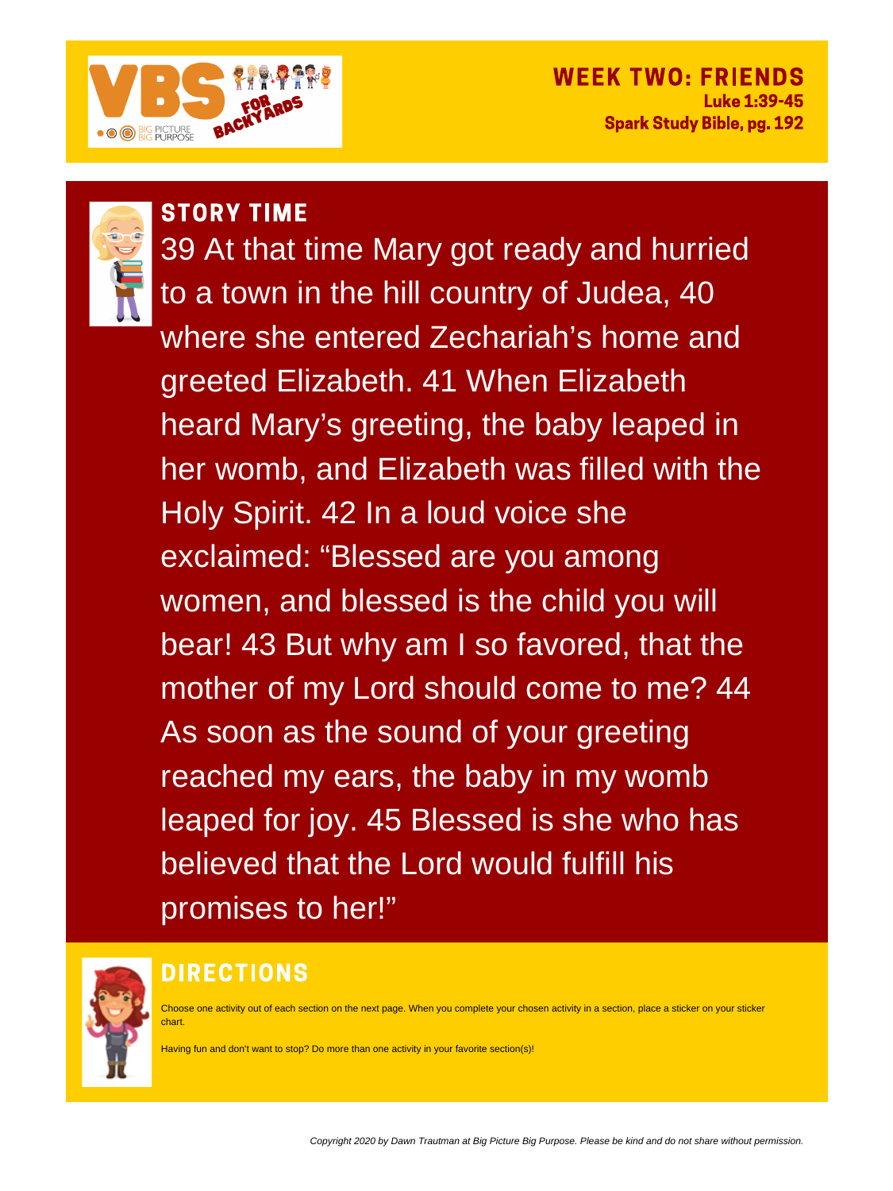VBS FOR BACKYARDS
BIG PICTURE BIG PURPOSE

## WEEK TWO: FRIENDS

**Luke 1:39-45**
**Spark Study Bible, pg. 192**

## STORY TIME

39 At that time Mary got ready and hurried to a town in the hill country of Judea, 40 where she entered Zechariah's home and greeted Elizabeth. 41 When Elizabeth heard Mary's greeting, the baby leaped in her womb, and Elizabeth was filled with the Holy Spirit. 42 In a loud voice she exclaimed: "Blessed are you among women, and blessed is the child you will bear! 43 But why am I so favored, that the mother of my Lord should come to me? 44 As soon as the sound of your greeting reached my ears, the baby in my womb leaped for joy. 45 Blessed is she who has believed that the Lord would fulfill his promises to her!"

## DIRECTIONS

Choose one activity out of each section on the next page. When you complete your chosen activity in a section, place a sticker on your sticker chart.

Having fun and don't want to stop? Do more than one activity in your favorite section(s)!

*Copyright 2020 by Dawn Trautman at Big Picture Big Purpose. Please be kind and do not share without permission.*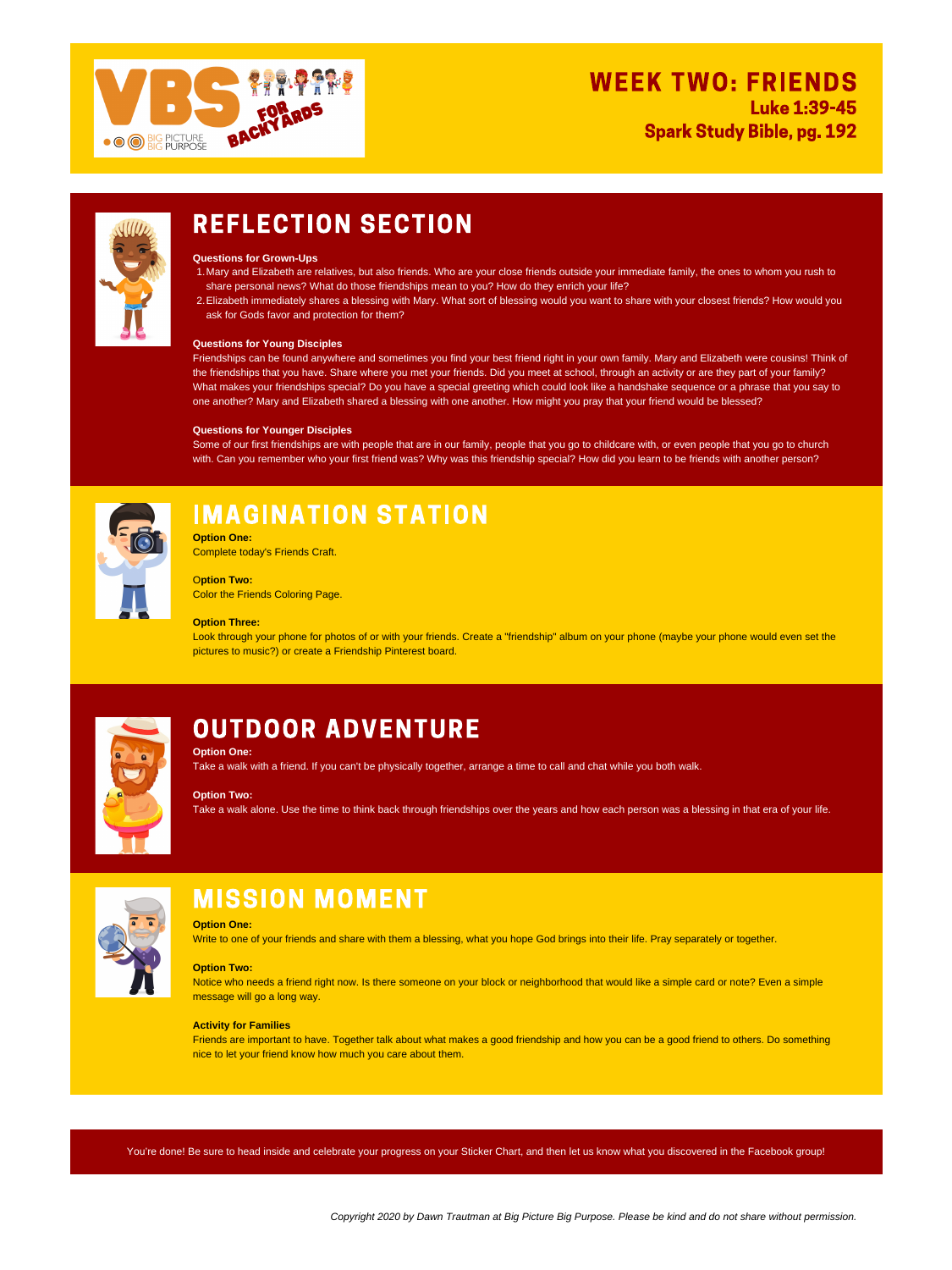# WEEK TWO: FRIENDS

**Luke 1:39-45**

**Spark Study Bible, pg. 192**

## REFLECTION SECTION

**Questions for Grown-Ups**

1. Mary and Elizabeth are relatives, but also friends. Who are your close friends outside your immediate family, the ones to whom you rush to share personal news? What do those friendships mean to you? How do they enrich your life?
2. Elizabeth immediately shares a blessing with Mary. What sort of blessing would you want to share with your closest friends? How would you ask for Gods favor and protection for them?

**Questions for Young Disciples**

Friendships can be found anywhere and sometimes you find your best friend right in your own family. Mary and Elizabeth were cousins! Think of the friendships that you have. Share where you met your friends. Did you meet at school, through an activity or are they part of your family? What makes your friendships special? Do you have a special greeting which could look like a handshake sequence or a phrase that you say to one another? Mary and Elizabeth shared a blessing with one another. How might you pray that your friend would be blessed?

**Questions for Younger Disciples**

Some of our first friendships are with people that are in our family, people that you go to childcare with, or even people that you go to church with. Can you remember who your first friend was? Why was this friendship special? How did you learn to be friends with another person?

## IMAGINATION STATION

**Option One:**

Complete today's Friends Craft.

**Option Two:**

Color the Friends Coloring Page.

**Option Three:**

Look through your phone for photos of or with your friends. Create a "friendship" album on your phone (maybe your phone would even set the pictures to music?) or create a Friendship Pinterest board.

## OUTDOOR ADVENTURE

**Option One:**

Take a walk with a friend. If you can't be physically together, arrange a time to call and chat while you both walk.

**Option Two:**

Take a walk alone. Use the time to think back through friendships over the years and how each person was a blessing in that era of your life.

## MISSION MOMENT

**Option One:**

Write to one of your friends and share with them a blessing, what you hope God brings into their life. Pray separately or together.

**Option Two:**

Notice who needs a friend right now. Is there someone on your block or neighborhood that would like a simple card or note? Even a simple message will go a long way.

**Activity for Families**

Friends are important to have. Together talk about what makes a good friendship and how you can be a good friend to others. Do something nice to let your friend know how much you care about them.

You're done! Be sure to head inside and celebrate your progress on your Sticker Chart, and then let us know what you discovered in the Facebook group!

*Copyright 2020 by Dawn Trautman at Big Picture Big Purpose. Please be kind and do not share without permission.*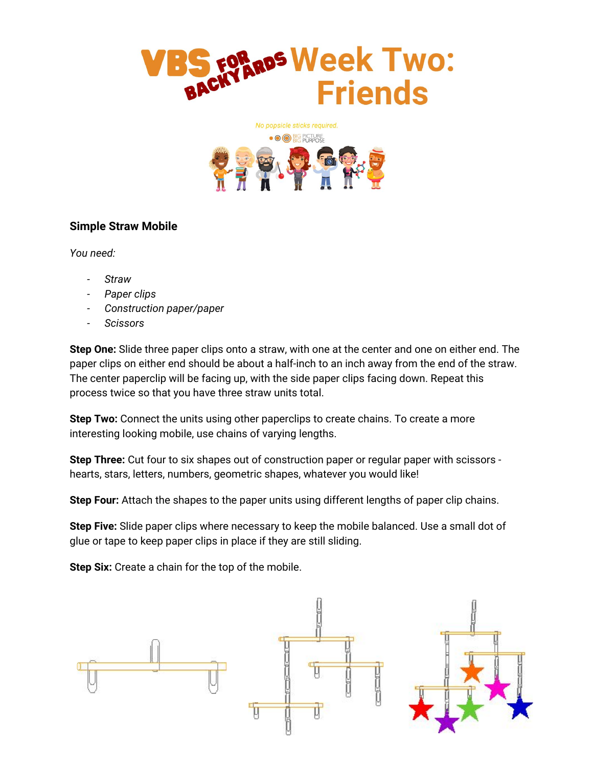# VBS for Backyards Week Two: Friends

*No popsicle sticks required.*

## Simple Straw Mobile

*You need:*

- *Straw*
- *Paper clips*
- *Construction paper/paper*
- *Scissors*

**Step One:** Slide three paper clips onto a straw, with one at the center and one on either end. The paper clips on either end should be about a half-inch to an inch away from the end of the straw. The center paperclip will be facing up, with the side paper clips facing down. Repeat this process twice so that you have three straw units total.

**Step Two:** Connect the units using other paperclips to create chains. To create a more interesting looking mobile, use chains of varying lengths.

**Step Three:** Cut four to six shapes out of construction paper or regular paper with scissors - hearts, stars, letters, numbers, geometric shapes, whatever you would like!

**Step Four:** Attach the shapes to the paper units using different lengths of paper clip chains.

**Step Five:** Slide paper clips where necessary to keep the mobile balanced. Use a small dot of glue or tape to keep paper clips in place if they are still sliding.

**Step Six:** Create a chain for the top of the mobile.